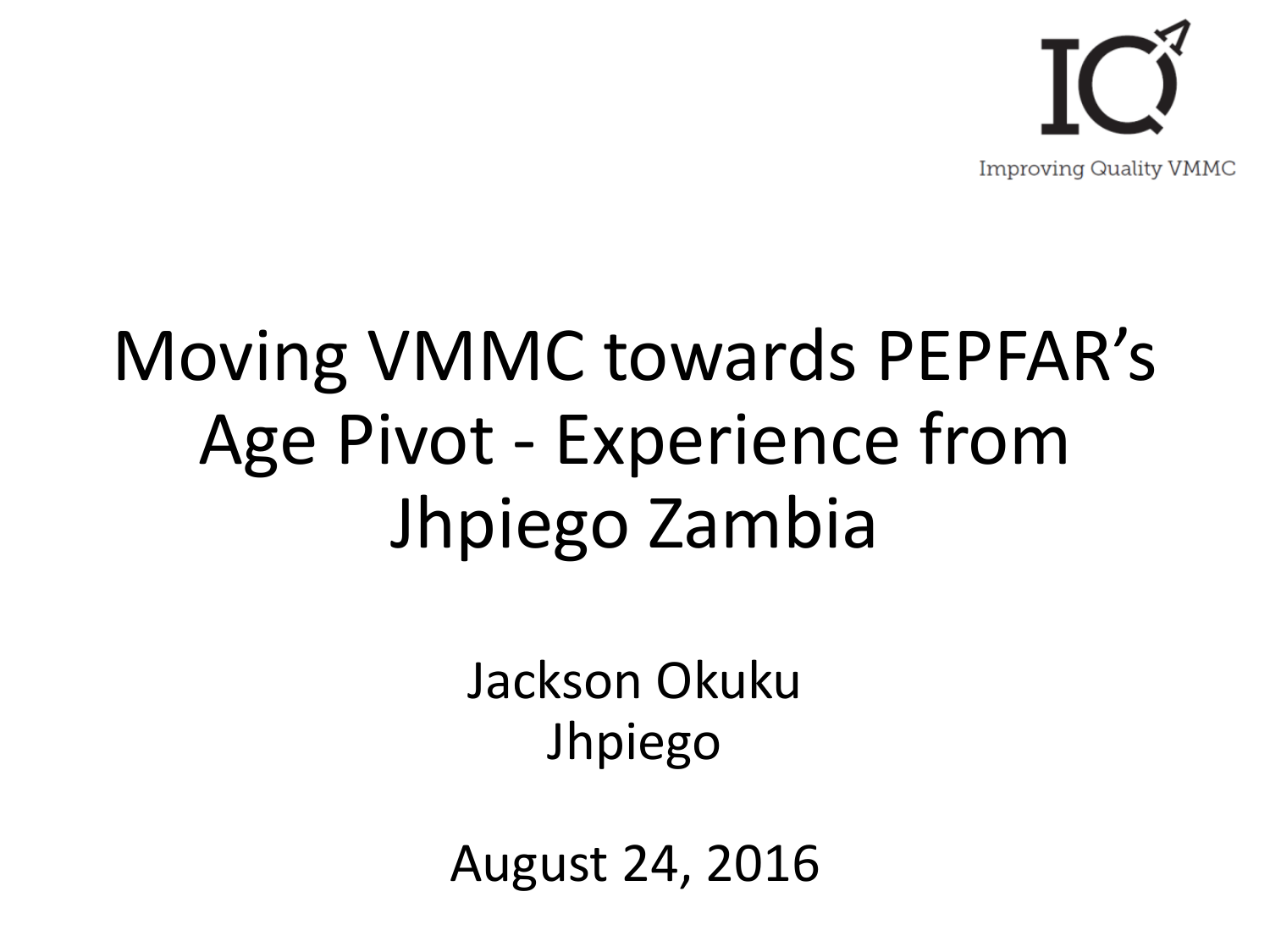Improving Quality VMMC

# Moving VMMC towards PEPFAR's Age Pivot - Experience from Jhpiego Zambia

Jackson Okuku
Jhpiego

August 24, 2016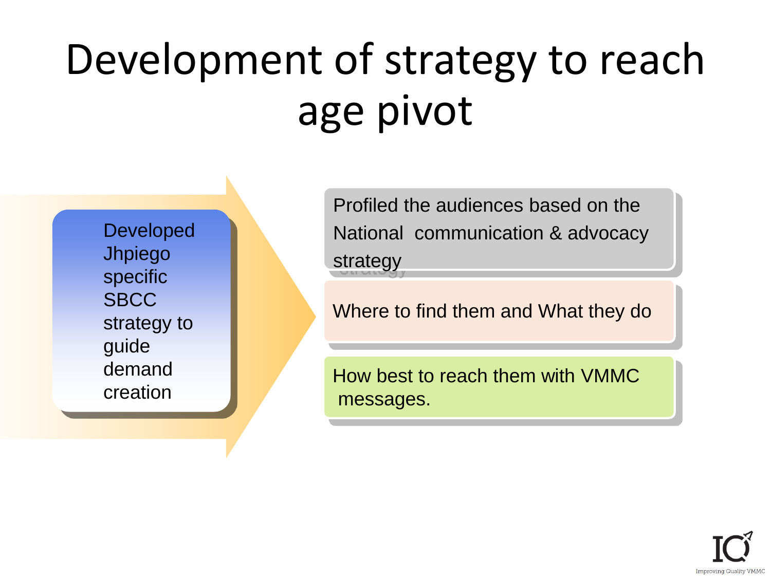# Development of strategy to reach age pivot

Developed Jhpiego specific SBCC strategy to guide demand creation

- Profiled the audiences based on the National communication & advocacy strategy
- Where to find them and What they do
- How best to reach them with VMMC messages.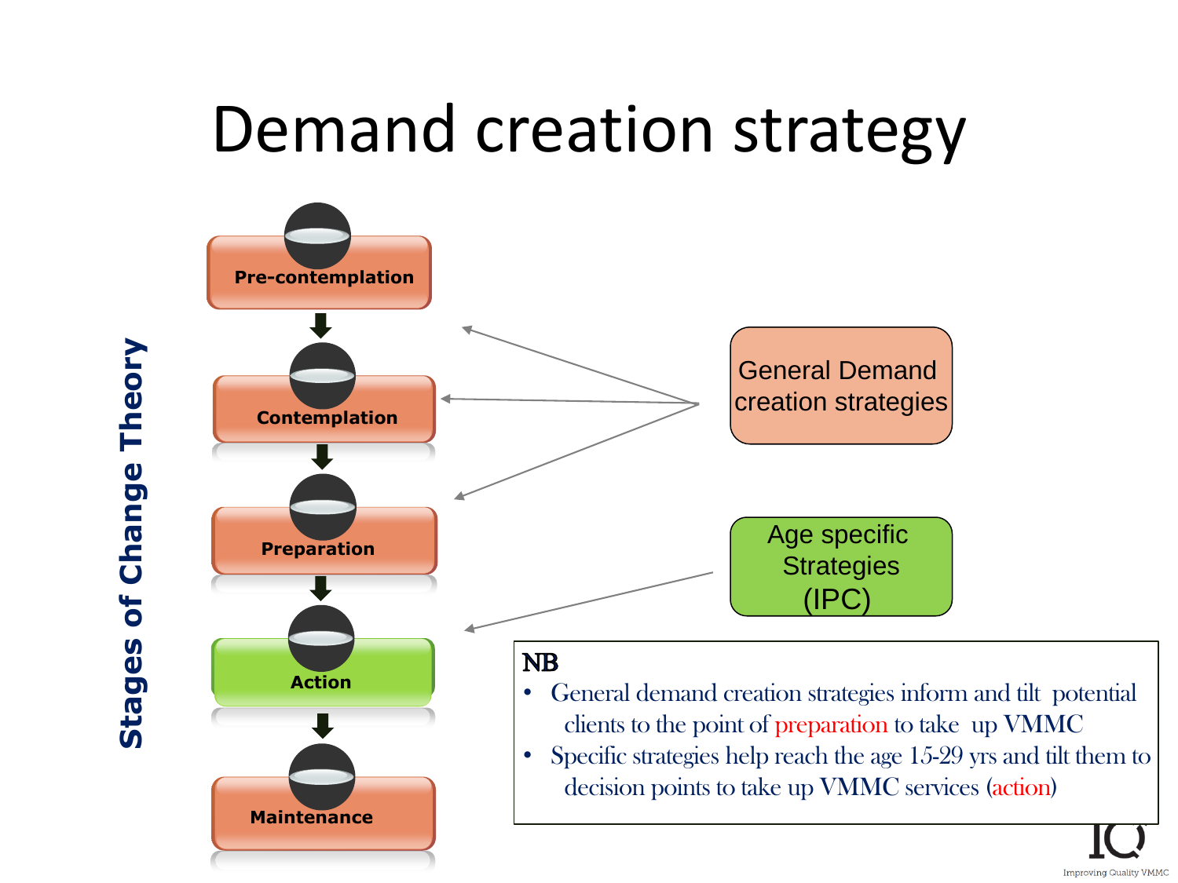# Demand creation strategy

**Stages of Change Theory**

- Pre-contemplation
- Contemplation
- Preparation
- Action
- Maintenance

General Demand creation strategies

Age specific Strategies (IPC)

**NB**

- General demand creation strategies inform and tilt potential clients to the point of preparation to take up VMMC
- Specific strategies help reach the age 15-29 yrs and tilt them to decision points to take up VMMC services (action)

IQ

Improving Quality VMMC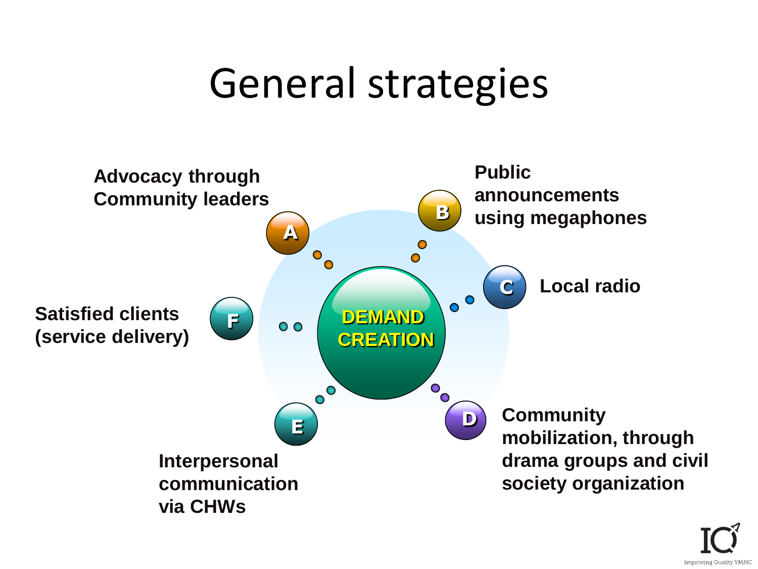# General strategies

**DEMAND CREATION**

- **A** – Advocacy through Community leaders
- **B** – Public announcements using megaphones
- **C** – Local radio
- **D** – Community mobilization, through drama groups and civil society organization
- **E** – Interpersonal communication via CHWs
- **F** – Satisfied clients (service delivery)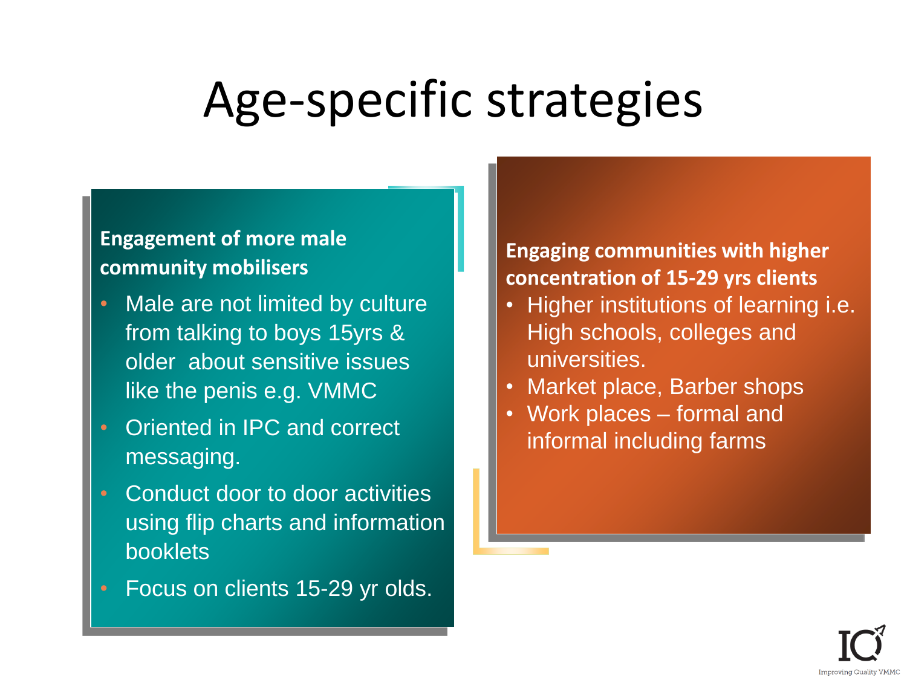# Age-specific strategies

**Engagement of more male community mobilisers**

- Male are not limited by culture from talking to boys 15yrs & older about sensitive issues like the penis e.g. VMMC
- Oriented in IPC and correct messaging.
- Conduct door to door activities using flip charts and information booklets
- Focus on clients 15-29 yr olds.

**Engaging communities with higher concentration of 15-29 yrs clients**

- Higher institutions of learning i.e. High schools, colleges and universities.
- Market place, Barber shops
- Work places – formal and informal including farms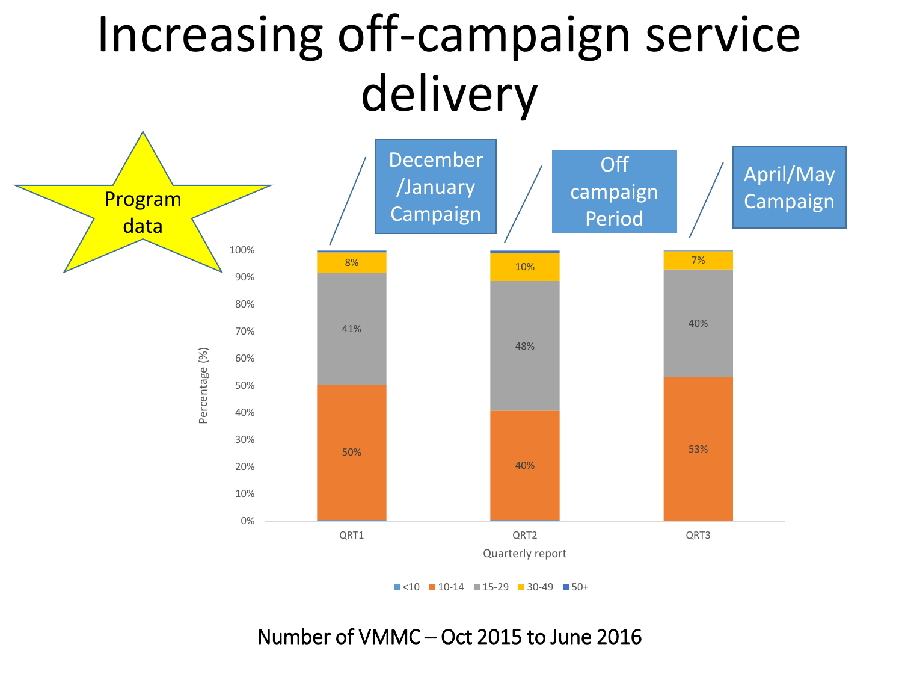# Increasing off-campaign service delivery

Program data

| Quarterly report | <10 | 10-14 | 15-29 | 30-49 | 50+ |
|---|---|---|---|---|---|
| QRT1 (December/January Campaign) | | 50% | 41% | 8% | |
| QRT2 (Off campaign Period) | | 40% | 48% | 10% | |
| QRT3 (April/May Campaign) | | 53% | 40% | 7% | |

Percentage (%)

Quarterly report

Number of VMMC – Oct 2015 to June 2016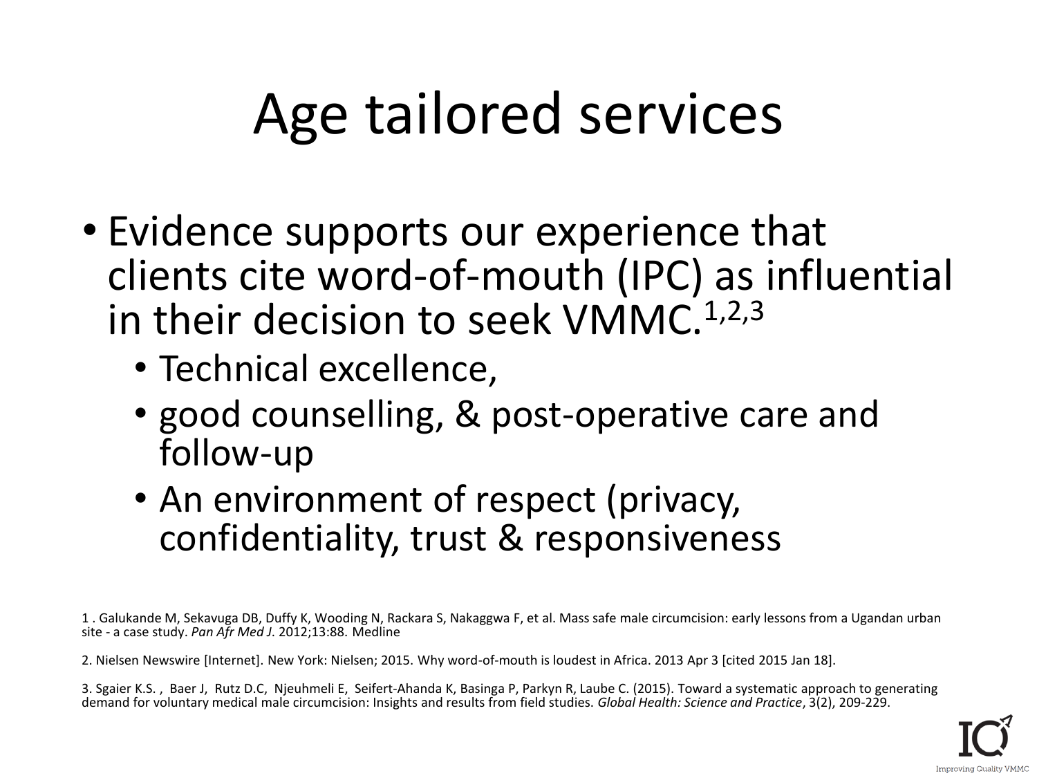# Age tailored services

- Evidence supports our experience that clients cite word-of-mouth (IPC) as influential in their decision to seek VMMC.[1,2,3]
  - Technical excellence,
  - good counselling, & post-operative care and follow-up
  - An environment of respect (privacy, confidentiality, trust & responsiveness

1 . Galukande M, Sekavuga DB, Duffy K, Wooding N, Rackara S, Nakaggwa F, et al. Mass safe male circumcision: early lessons from a Ugandan urban site - a case study. *Pan Afr Med J*. 2012;13:88. Medline

2. Nielsen Newswire [Internet]. New York: Nielsen; 2015. Why word-of-mouth is loudest in Africa. 2013 Apr 3 [cited 2015 Jan 18].

3. Sgaier K.S. , Baer J, Rutz D.C, Njeuhmeli E, Seifert-Ahanda K, Basinga P, Parkyn R, Laube C. (2015). Toward a systematic approach to generating demand for voluntary medical male circumcision: Insights and results from field studies. *Global Health: Science and Practice*, 3(2), 209-229.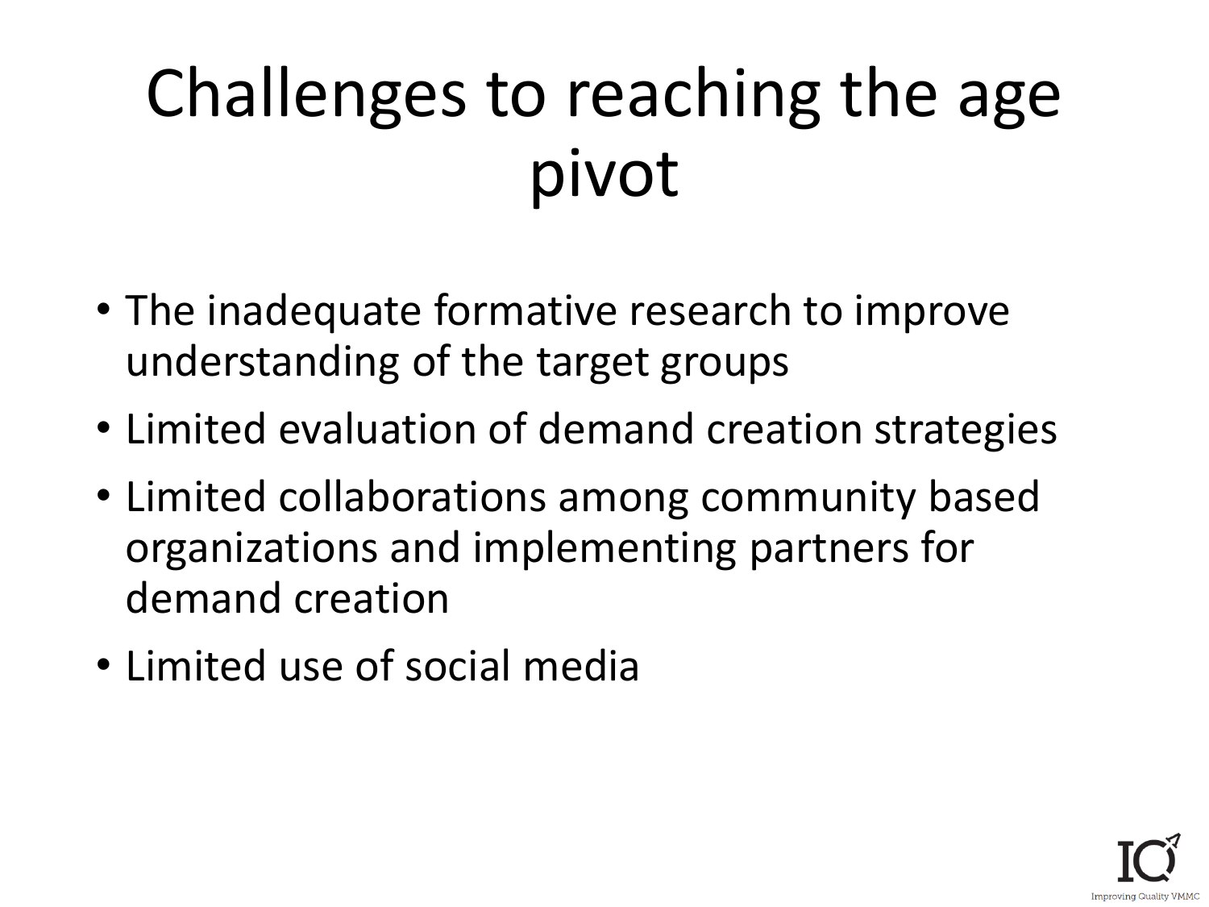# Challenges to reaching the age pivot

- The inadequate formative research to improve understanding of the target groups
- Limited evaluation of demand creation strategies
- Limited collaborations among community based organizations and implementing partners for demand creation
- Limited use of social media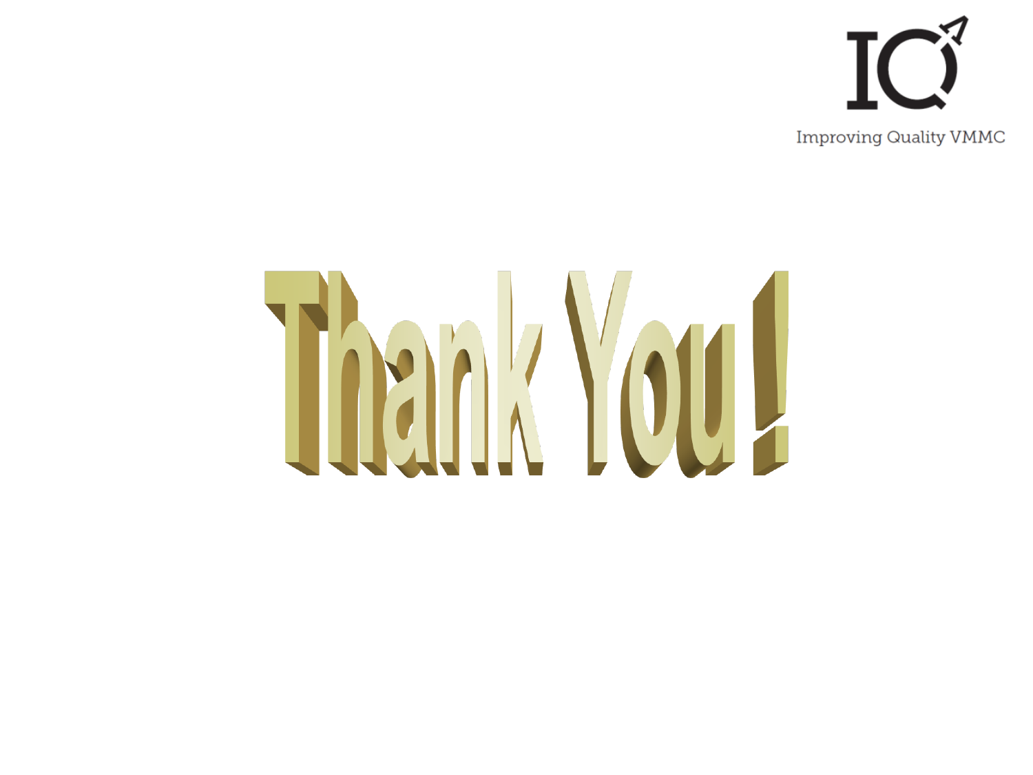Improving Quality VMMC

# Thank You !